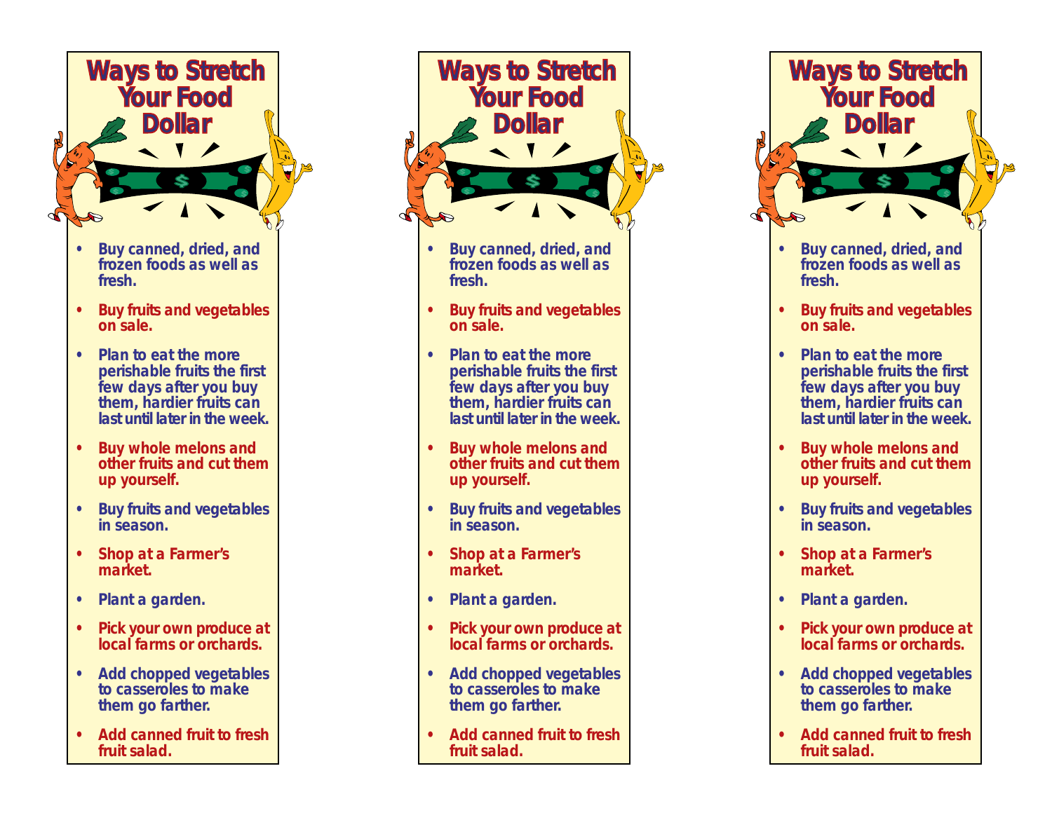# Ways to Stretch Your Food Dollar

- Buy canned, dried, and frozen foods as well as fresh.
- Buy fruits and vegetables on sale.
- Plan to eat the more perishable fruits the first few days after you buy them, hardier fruits can last until later in the week.
- Buy whole melons and other fruits and cut them up yourself.
- Buy fruits and vegetables in season.
- Shop at a Farmer's market.
- Plant a garden.
- Pick your own produce at local farms or orchards.
- Add chopped vegetables to casseroles to make them go farther.
- Add canned fruit to fresh fruit salad.

# Ways to Stretch Your Food Dollar

- Buy canned, dried, and frozen foods as well as fresh.
- Buy fruits and vegetables on sale.
- Plan to eat the more perishable fruits the first few days after you buy them, hardier fruits can last until later in the week.
- Buy whole melons and other fruits and cut them up yourself.
- Buy fruits and vegetables in season.
- Shop at a Farmer's market.
- Plant a garden.
- Pick your own produce at local farms or orchards.
- Add chopped vegetables to casseroles to make them go farther.
- Add canned fruit to fresh fruit salad.

# Ways to Stretch Your Food Dollar

- Buy canned, dried, and frozen foods as well as fresh.
- Buy fruits and vegetables on sale.
- Plan to eat the more perishable fruits the first few days after you buy them, hardier fruits can last until later in the week.
- Buy whole melons and other fruits and cut them up yourself.
- Buy fruits and vegetables in season.
- Shop at a Farmer's market.
- Plant a garden.
- Pick your own produce at local farms or orchards.
- Add chopped vegetables to casseroles to make them go farther.
- Add canned fruit to fresh fruit salad.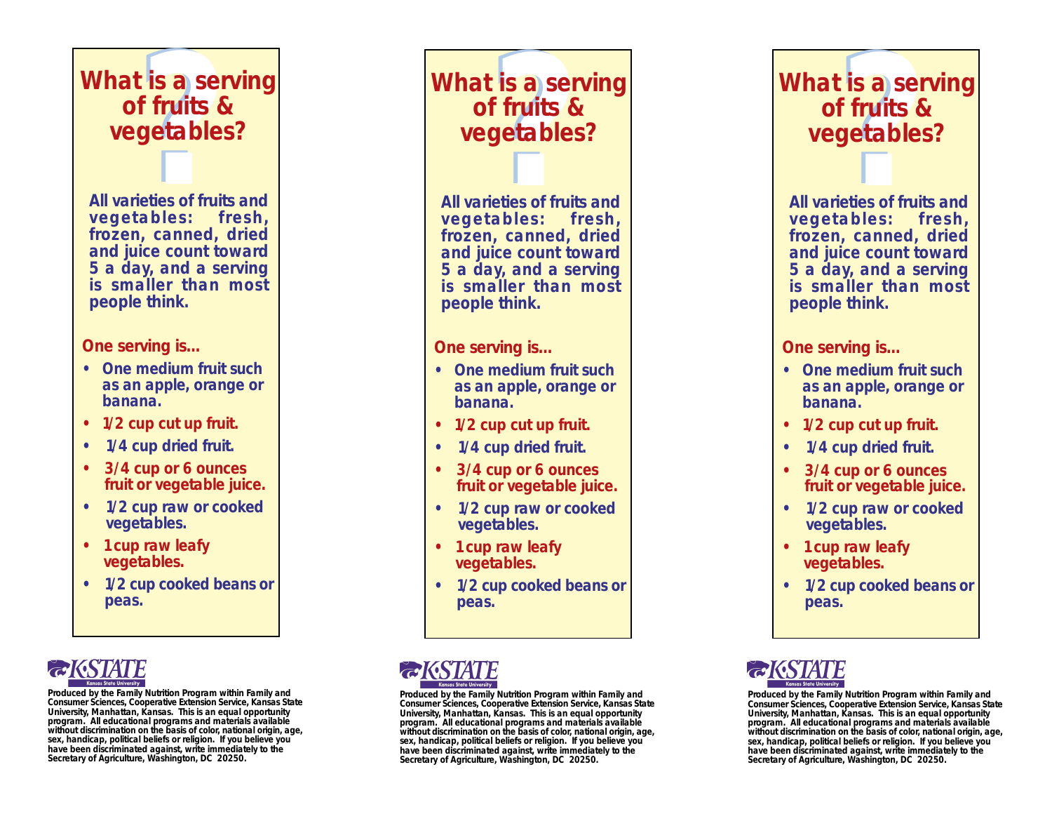# What is a serving of fruits & vegetables?

All varieties of fruits and vegetables: fresh, frozen, canned, dried and juice count toward 5 a day, and a serving is smaller than most people think.

**One serving is...**

- One medium fruit such as an apple, orange or banana.
- 1/2 cup cut up fruit.
- 1/4 cup dried fruit.
- 3/4 cup or 6 ounces fruit or vegetable juice.
- 1/2 cup raw or cooked vegetables.
- 1 cup raw leafy vegetables.
- 1/2 cup cooked beans or peas.

K-STATE
Kansas State University

Produced by the Family Nutrition Program within Family and Consumer Sciences, Cooperative Extension Service, Kansas State University, Manhattan, Kansas. This is an equal opportunity program. All educational programs and materials available without discrimination on the basis of color, national origin, age, sex, handicap, political beliefs or religion. If you believe you have been discriminated against, write immediately to the Secretary of Agriculture, Washington, DC 20250.

# What is a serving of fruits & vegetables?

All varieties of fruits and vegetables: fresh, frozen, canned, dried and juice count toward 5 a day, and a serving is smaller than most people think.

**One serving is...**

- One medium fruit such as an apple, orange or banana.
- 1/2 cup cut up fruit.
- 1/4 cup dried fruit.
- 3/4 cup or 6 ounces fruit or vegetable juice.
- 1/2 cup raw or cooked vegetables.
- 1 cup raw leafy vegetables.
- 1/2 cup cooked beans or peas.

K-STATE
Kansas State University

Produced by the Family Nutrition Program within Family and Consumer Sciences, Cooperative Extension Service, Kansas State University, Manhattan, Kansas. This is an equal opportunity program. All educational programs and materials available without discrimination on the basis of color, national origin, age, sex, handicap, political beliefs or religion. If you believe you have been discriminated against, write immediately to the Secretary of Agriculture, Washington, DC 20250.

# What is a serving of fruits & vegetables?

All varieties of fruits and vegetables: fresh, frozen, canned, dried and juice count toward 5 a day, and a serving is smaller than most people think.

**One serving is...**

- One medium fruit such as an apple, orange or banana.
- 1/2 cup cut up fruit.
- 1/4 cup dried fruit.
- 3/4 cup or 6 ounces fruit or vegetable juice.
- 1/2 cup raw or cooked vegetables.
- 1 cup raw leafy vegetables.
- 1/2 cup cooked beans or peas.

K-STATE
Kansas State University

Produced by the Family Nutrition Program within Family and Consumer Sciences, Cooperative Extension Service, Kansas State University, Manhattan, Kansas. This is an equal opportunity program. All educational programs and materials available without discrimination on the basis of color, national origin, age, sex, handicap, political beliefs or religion. If you believe you have been discriminated against, write immediately to the Secretary of Agriculture, Washington, DC 20250.